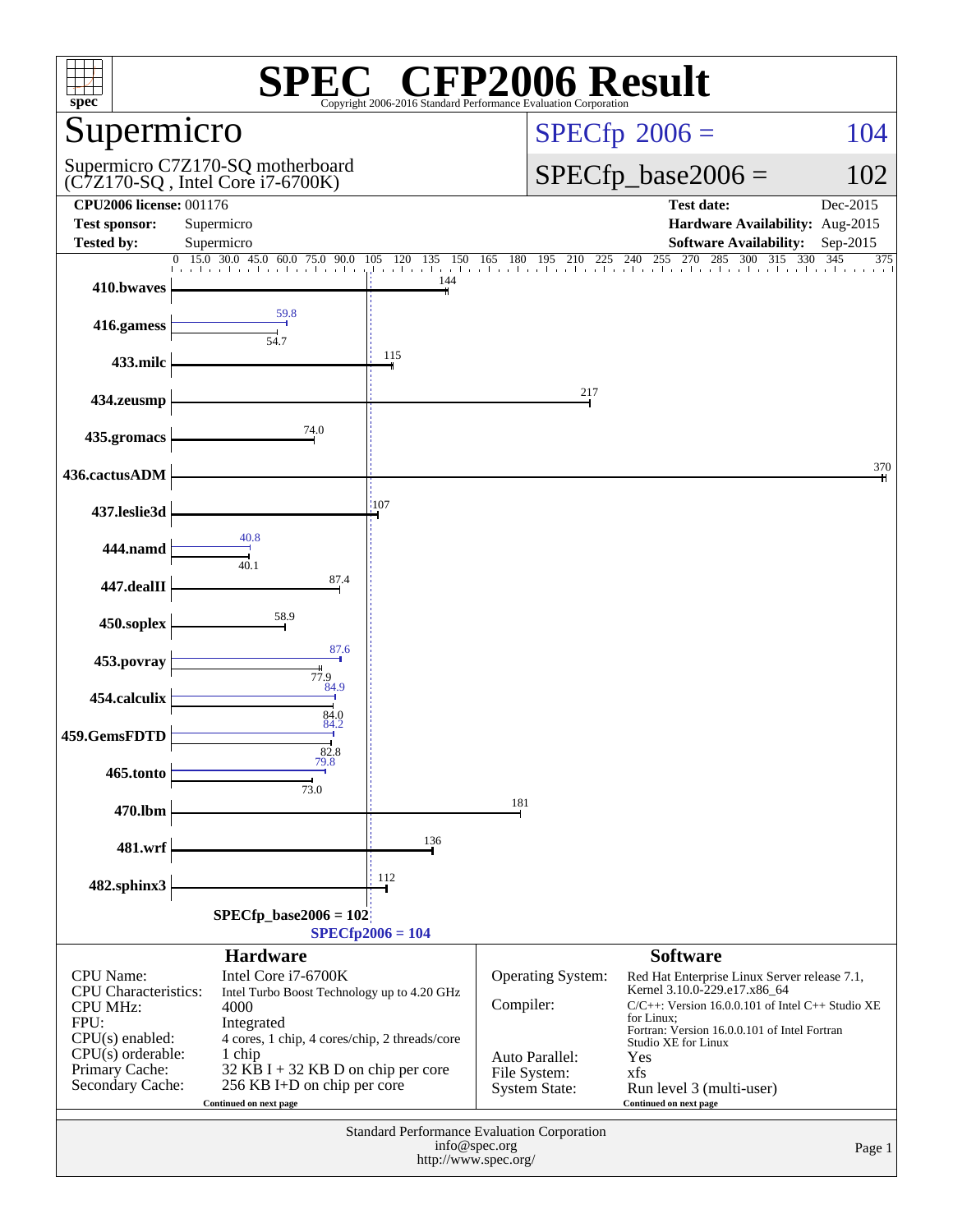# SPEC CFP2006 Result

Copyright 2006-2016 Standard Performance Evaluation Corporation

## Supermicro

Supermicro C7Z170-SQ motherboard (C7Z170-SQ , Intel Core i7-6700K)

SPECfp 2006 = 104

SPECfp_base2006 = 102

| | | | |
|---|---|---|---|
| **CPU2006 license:** | 001176 | **Test date:** | Dec-2015 |
| **Test sponsor:** | Supermicro | **Hardware Availability:** | Aug-2015 |
| **Tested by:** | Supermicro | **Software Availability:** | Sep-2015 |

| Benchmark | Peak | Base |
|---|---|---|
| 410.bwaves | | 144 |
| 416.gamess | 59.8 | 54.7 |
| 433.milc | | 115 |
| 434.zeusmp | | 217 |
| 435.gromacs | | 74.0 |
| 436.cactusADM | | 370 |
| 437.leslie3d | | 107 |
| 444.namd | 40.8 | 40.1 |
| 447.dealII | | 87.4 |
| 450.soplex | | 58.9 |
| 453.povray | 87.6 | 77.9 |
| 454.calculix | 84.9 | 84.0 |
| 459.GemsFDTD | 84.2 | 82.8 |
| 465.tonto | 79.8 | 73.0 |
| 470.lbm | | 181 |
| 481.wrf | | 136 |
| 482.sphinx3 | | 112 |

SPECfp_base2006 = 102

SPECfp2006 = 104

## Hardware

| | |
|---|---|
| CPU Name: | Intel Core i7-6700K |
| CPU Characteristics: | Intel Turbo Boost Technology up to 4.20 GHz |
| CPU MHz: | 4000 |
| FPU: | Integrated |
| CPU(s) enabled: | 4 cores, 1 chip, 4 cores/chip, 2 threads/core |
| CPU(s) orderable: | 1 chip |
| Primary Cache: | 32 KB I + 32 KB D on chip per core |
| Secondary Cache: | 256 KB I+D on chip per core |

Continued on next page

## Software

| | |
|---|---|
| Operating System: | Red Hat Enterprise Linux Server release 7.1, Kernel 3.10.0-229.el7.x86_64 |
| Compiler: | C/C++: Version 16.0.0.101 of Intel C++ Studio XE for Linux; Fortran: Version 16.0.0.101 of Intel Fortran Studio XE for Linux |
| Auto Parallel: | Yes |
| File System: | xfs |
| System State: | Run level 3 (multi-user) |

Continued on next page

Standard Performance Evaluation Corporation
info@spec.org
http://www.spec.org/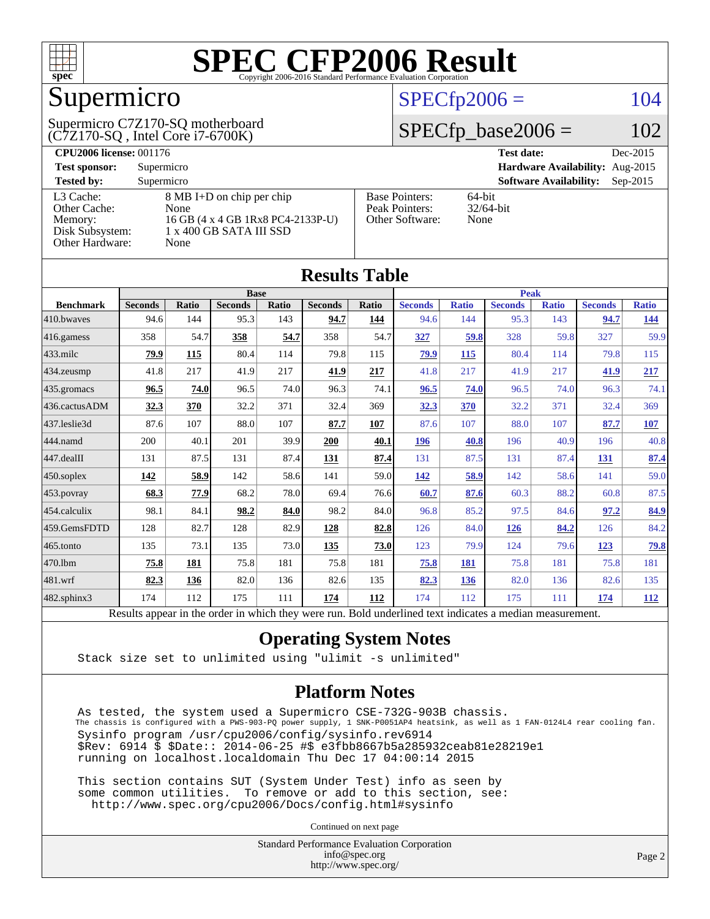# SPEC CFP2006 Result

Copyright 2006-2016 Standard Performance Evaluation Corporation

## Supermicro

Supermicro C7Z170-SQ motherboard
(C7Z170-SQ , Intel Core i7-6700K)

SPECfp2006 = 104

SPECfp_base2006 = 102

**CPU2006 license:** 001176
**Test sponsor:** Supermicro
**Tested by:** Supermicro

**Test date:** Dec-2015
**Hardware Availability:** Aug-2015
**Software Availability:** Sep-2015

| | |
|---|---|
| L3 Cache: | 8 MB I+D on chip per chip |
| Other Cache: | None |
| Memory: | 16 GB (4 x 4 GB 1Rx8 PC4-2133P-U) |
| Disk Subsystem: | 1 x 400 GB SATA III SSD |
| Other Hardware: | None |

| | |
|---|---|
| Base Pointers: | 64-bit |
| Peak Pointers: | 32/64-bit |
| Other Software: | None |

## Results Table

| | Base | | | | | | Peak | | | | | |
|---|---|---|---|---|---|---|---|---|---|---|---|---|
| Benchmark | Seconds | Ratio | Seconds | Ratio | Seconds | Ratio | Seconds | Ratio | Seconds | Ratio | Seconds | Ratio |
| 410.bwaves | 94.6 | 144 | 95.3 | 143 | **94.7** | **144** | 94.6 | 144 | 95.3 | 143 | **94.7** | **144** |
| 416.gamess | 358 | 54.7 | **358** | **54.7** | 358 | 54.7 | **327** | **59.8** | 328 | 59.8 | 327 | 59.9 |
| 433.milc | **79.9** | **115** | 80.4 | 114 | 79.8 | 115 | **79.9** | **115** | 80.4 | 114 | 79.8 | 115 |
| 434.zeusmp | 41.8 | 217 | 41.9 | 217 | **41.9** | **217** | 41.8 | 217 | 41.9 | 217 | **41.9** | **217** |
| 435.gromacs | **96.5** | **74.0** | 96.5 | 74.0 | 96.3 | 74.1 | **96.5** | **74.0** | 96.5 | 74.0 | 96.3 | 74.1 |
| 436.cactusADM | **32.3** | **370** | 32.2 | 371 | 32.4 | 369 | **32.3** | **370** | 32.2 | 371 | 32.4 | 369 |
| 437.leslie3d | 87.6 | 107 | 88.0 | 107 | **87.7** | **107** | 87.6 | 107 | 88.0 | 107 | **87.7** | **107** |
| 444.namd | 200 | 40.1 | 201 | 39.9 | **200** | **40.1** | **196** | **40.8** | 196 | 40.9 | 196 | 40.8 |
| 447.dealII | 131 | 87.5 | 131 | 87.4 | **131** | **87.4** | 131 | 87.5 | 131 | 87.4 | **131** | **87.4** |
| 450.soplex | **142** | **58.9** | 142 | 58.6 | 141 | 59.0 | **142** | **58.9** | 142 | 58.6 | 141 | 59.0 |
| 453.povray | **68.3** | **77.9** | 68.2 | 78.0 | 69.4 | 76.6 | **60.7** | **87.6** | 60.3 | 88.2 | 60.8 | 87.5 |
| 454.calculix | 98.1 | 84.1 | **98.2** | **84.0** | 98.2 | 84.0 | 96.8 | 85.2 | 97.5 | 84.6 | **97.2** | **84.9** |
| 459.GemsFDTD | 128 | 82.7 | 128 | 82.9 | **128** | **82.8** | 126 | 84.0 | **126** | **84.2** | 126 | 84.2 |
| 465.tonto | 135 | 73.1 | 135 | 73.0 | **135** | **73.0** | 123 | 79.9 | 124 | 79.6 | **123** | **79.8** |
| 470.lbm | **75.8** | **181** | 75.8 | 181 | 75.8 | 181 | **75.8** | **181** | 75.8 | 181 | 75.8 | 181 |
| 481.wrf | **82.3** | **136** | 82.0 | 136 | 82.6 | 135 | **82.3** | **136** | 82.0 | 136 | 82.6 | 135 |
| 482.sphinx3 | 174 | 112 | 175 | 111 | **174** | **112** | 174 | 112 | 175 | 111 | **174** | **112** |

Results appear in the order in which they were run. Bold underlined text indicates a median measurement.

## Operating System Notes

```
Stack size set to unlimited using "ulimit -s unlimited"
```

## Platform Notes

```
As tested, the system used a Supermicro CSE-732G-903B chassis.
The chassis is configured with a PWS-903-PQ power supply, 1 SNK-P0051AP4 heatsink, as well as 1 FAN-0124L4 rear cooling fan.
Sysinfo program /usr/cpu2006/config/sysinfo.rev6914
$Rev: 6914 $ $Date:: 2014-06-25 #$ e3fbb8667b5a285932ceab81e28219e1
running on localhost.localdomain Thu Dec 17 04:00:14 2015

This section contains SUT (System Under Test) info as seen by
some common utilities.  To remove or add to this section, see:
  http://www.spec.org/cpu2006/Docs/config.html#sysinfo
```

Continued on next page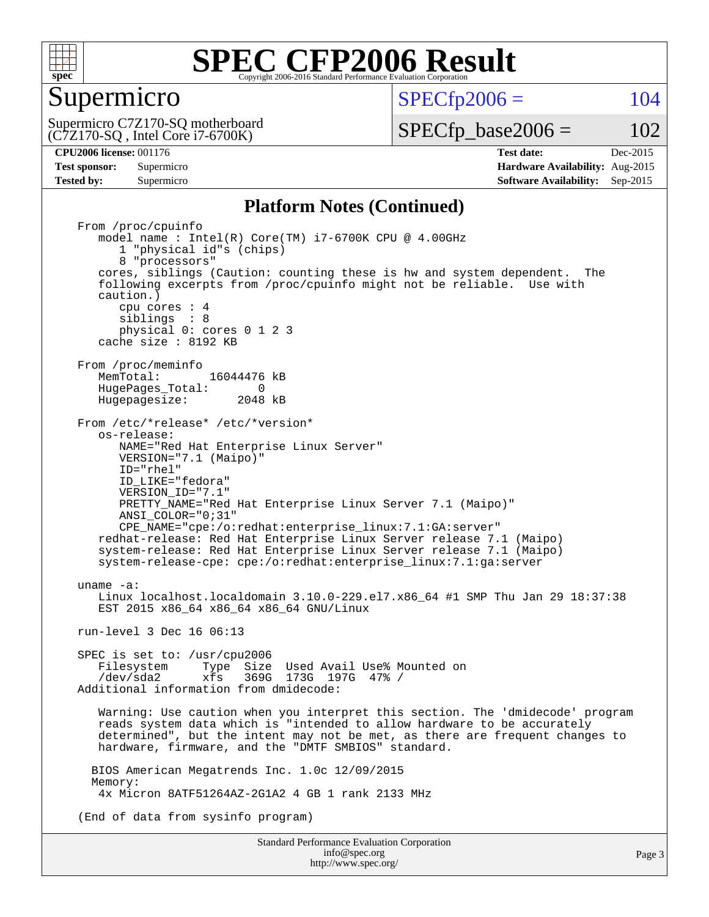# SPEC CFP2006 Result

Copyright 2006-2016 Standard Performance Evaluation Corporation

## Supermicro

Supermicro C7Z170-SQ motherboard
(C7Z170-SQ , Intel Core i7-6700K)

SPECfp2006 = 104

SPECfp_base2006 = 102

| | | | |
|---|---|---|---|
| **CPU2006 license:** 001176 | | **Test date:** | Dec-2015 |
| **Test sponsor:** | Supermicro | **Hardware Availability:** | Aug-2015 |
| **Tested by:** | Supermicro | **Software Availability:** | Sep-2015 |

### Platform Notes (Continued)

```
From /proc/cpuinfo
   model name : Intel(R) Core(TM) i7-6700K CPU @ 4.00GHz
      1 "physical id"s (chips)
      8 "processors"
   cores, siblings (Caution: counting these is hw and system dependent.  The
   following excerpts from /proc/cpuinfo might not be reliable.  Use with
   caution.)
      cpu cores : 4
      siblings  : 8
      physical 0: cores 0 1 2 3
   cache size : 8192 KB

From /proc/meminfo
   MemTotal:       16044476 kB
   HugePages_Total:       0
   Hugepagesize:       2048 kB

From /etc/*release* /etc/*version*
   os-release:
      NAME="Red Hat Enterprise Linux Server"
      VERSION="7.1 (Maipo)"
      ID="rhel"
      ID_LIKE="fedora"
      VERSION_ID="7.1"
      PRETTY_NAME="Red Hat Enterprise Linux Server 7.1 (Maipo)"
      ANSI_COLOR="0;31"
      CPE_NAME="cpe:/o:redhat:enterprise_linux:7.1:GA:server"
   redhat-release: Red Hat Enterprise Linux Server release 7.1 (Maipo)
   system-release: Red Hat Enterprise Linux Server release 7.1 (Maipo)
   system-release-cpe: cpe:/o:redhat:enterprise_linux:7.1:ga:server

uname -a:
   Linux localhost.localdomain 3.10.0-229.el7.x86_64 #1 SMP Thu Jan 29 18:37:38
   EST 2015 x86_64 x86_64 x86_64 GNU/Linux

run-level 3 Dec 16 06:13

SPEC is set to: /usr/cpu2006
   Filesystem     Type  Size  Used Avail Use% Mounted on
   /dev/sda2      xfs   369G  173G  197G  47% /
Additional information from dmidecode:

   Warning: Use caution when you interpret this section. The 'dmidecode' program
   reads system data which is "intended to allow hardware to be accurately
   determined", but the intent may not be met, as there are frequent changes to
   hardware, firmware, and the "DMTF SMBIOS" standard.

  BIOS American Megatrends Inc. 1.0c 12/09/2015
  Memory:
   4x Micron 8ATF51264AZ-2G1A2 4 GB 1 rank 2133 MHz

(End of data from sysinfo program)
```

Standard Performance Evaluation Corporation
info@spec.org
http://www.spec.org/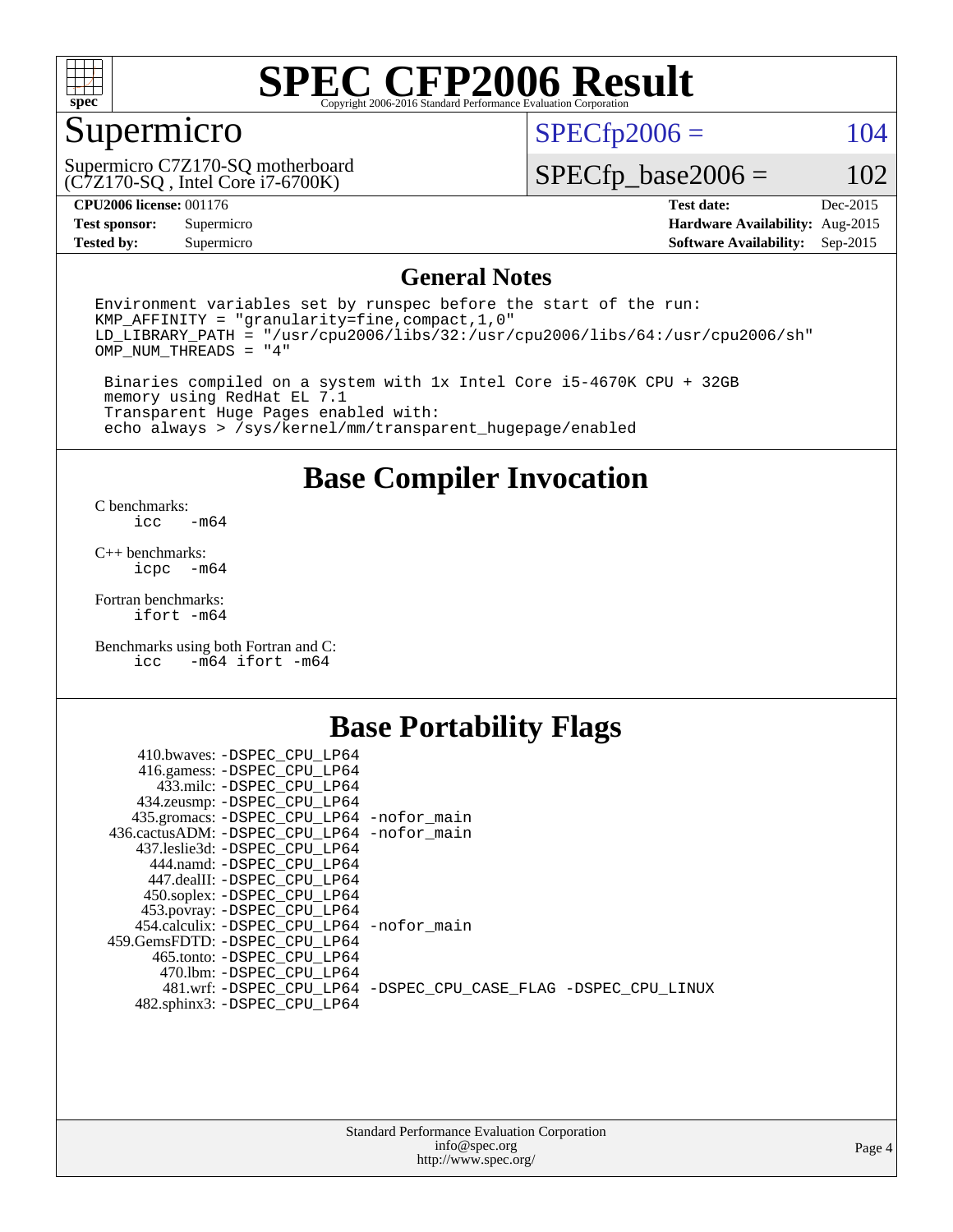# SPEC CFP2006 Result

Copyright 2006-2016 Standard Performance Evaluation Corporation

## Supermicro

Supermicro C7Z170-SQ motherboard (C7Z170-SQ , Intel Core i7-6700K)

SPECfp2006 = 104

SPECfp_base2006 = 102

| | | | |
|---|---|---|---|
| **CPU2006 license:** | 001176 | **Test date:** | Dec-2015 |
| **Test sponsor:** | Supermicro | **Hardware Availability:** | Aug-2015 |
| **Tested by:** | Supermicro | **Software Availability:** | Sep-2015 |

## General Notes

```
Environment variables set by runspec before the start of the run:
KMP_AFFINITY = "granularity=fine,compact,1,0"
LD_LIBRARY_PATH = "/usr/cpu2006/libs/32:/usr/cpu2006/libs/64:/usr/cpu2006/sh"
OMP_NUM_THREADS = "4"

 Binaries compiled on a system with 1x Intel Core i5-4670K CPU + 32GB
 memory using RedHat EL 7.1
 Transparent Huge Pages enabled with:
 echo always > /sys/kernel/mm/transparent_hugepage/enabled
```

## Base Compiler Invocation

C benchmarks:
```
icc  -m64
```

C++ benchmarks:
```
icpc  -m64
```

Fortran benchmarks:
```
ifort -m64
```

Benchmarks using both Fortran and C:
```
icc  -m64 ifort -m64
```

## Base Portability Flags

```
   410.bwaves: -DSPEC_CPU_LP64
   416.gamess: -DSPEC_CPU_LP64
     433.milc: -DSPEC_CPU_LP64
   434.zeusmp: -DSPEC_CPU_LP64
  435.gromacs: -DSPEC_CPU_LP64 -nofor_main
 436.cactusADM: -DSPEC_CPU_LP64 -nofor_main
  437.leslie3d: -DSPEC_CPU_LP64
     444.namd: -DSPEC_CPU_LP64
   447.dealII: -DSPEC_CPU_LP64
   450.soplex: -DSPEC_CPU_LP64
   453.povray: -DSPEC_CPU_LP64
  454.calculix: -DSPEC_CPU_LP64 -nofor_main
 459.GemsFDTD: -DSPEC_CPU_LP64
    465.tonto: -DSPEC_CPU_LP64
      470.lbm: -DSPEC_CPU_LP64
      481.wrf: -DSPEC_CPU_LP64 -DSPEC_CPU_CASE_FLAG -DSPEC_CPU_LINUX
   482.sphinx3: -DSPEC_CPU_LP64
```

Standard Performance Evaluation Corporation
info@spec.org
http://www.spec.org/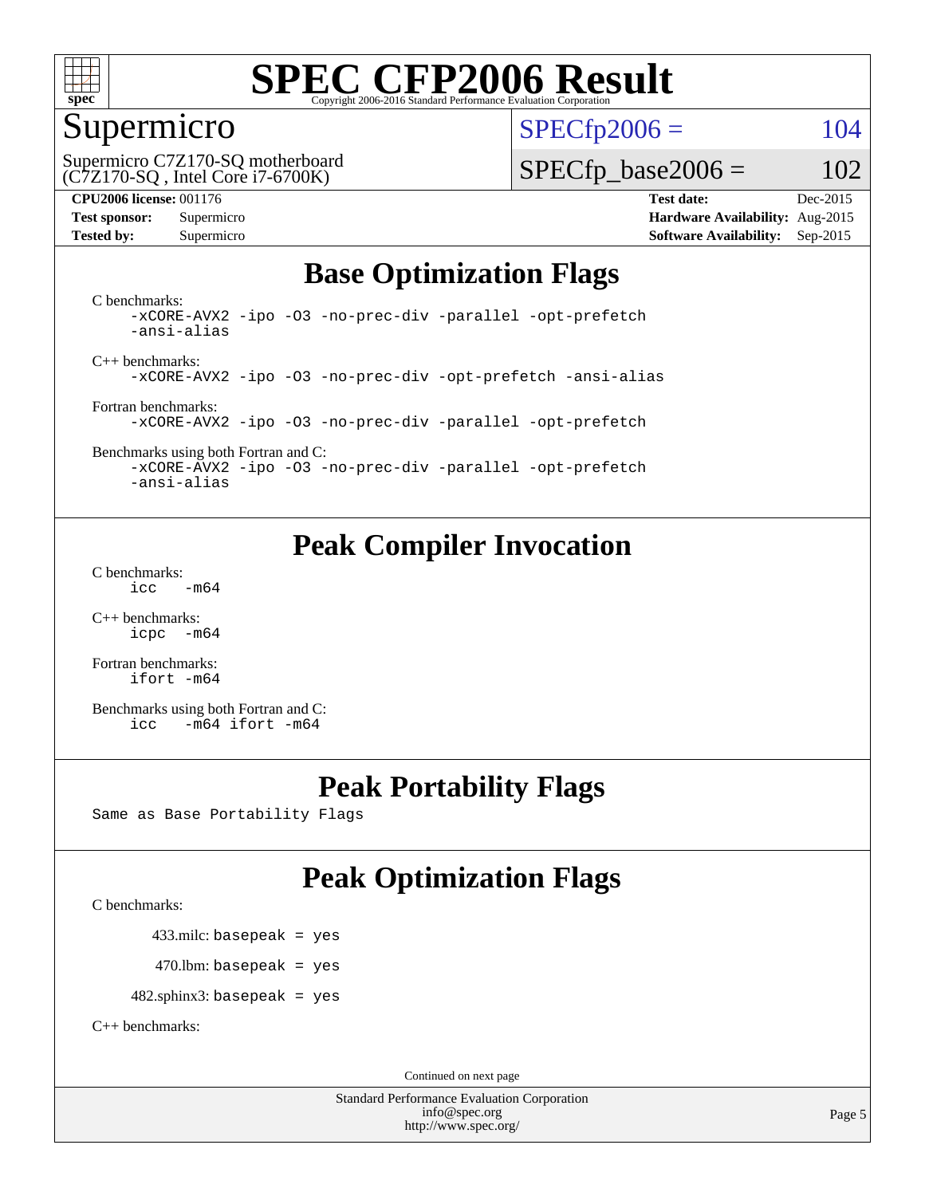# SPEC CFP2006 Result

Copyright 2006-2016 Standard Performance Evaluation Corporation

## Supermicro

Supermicro C7Z170-SQ motherboard
(C7Z170-SQ , Intel Core i7-6700K)

SPECfp2006 = 104

SPECfp_base2006 = 102

**CPU2006 license:** 001176
**Test sponsor:** Supermicro
**Tested by:** Supermicro

**Test date:** Dec-2015
**Hardware Availability:** Aug-2015
**Software Availability:** Sep-2015

## Base Optimization Flags

C benchmarks:
```
-xCORE-AVX2 -ipo -O3 -no-prec-div -parallel -opt-prefetch
-ansi-alias
```

C++ benchmarks:
```
-xCORE-AVX2 -ipo -O3 -no-prec-div -opt-prefetch -ansi-alias
```

Fortran benchmarks:
```
-xCORE-AVX2 -ipo -O3 -no-prec-div -parallel -opt-prefetch
```

Benchmarks using both Fortran and C:
```
-xCORE-AVX2 -ipo -O3 -no-prec-div -parallel -opt-prefetch
-ansi-alias
```

## Peak Compiler Invocation

C benchmarks:
```
icc   -m64
```

C++ benchmarks:
```
icpc  -m64
```

Fortran benchmarks:
```
ifort -m64
```

Benchmarks using both Fortran and C:
```
icc   -m64 ifort -m64
```

## Peak Portability Flags

Same as Base Portability Flags

## Peak Optimization Flags

C benchmarks:

433.milc: basepeak = yes

470.lbm: basepeak = yes

482.sphinx3: basepeak = yes

C++ benchmarks:

Continued on next page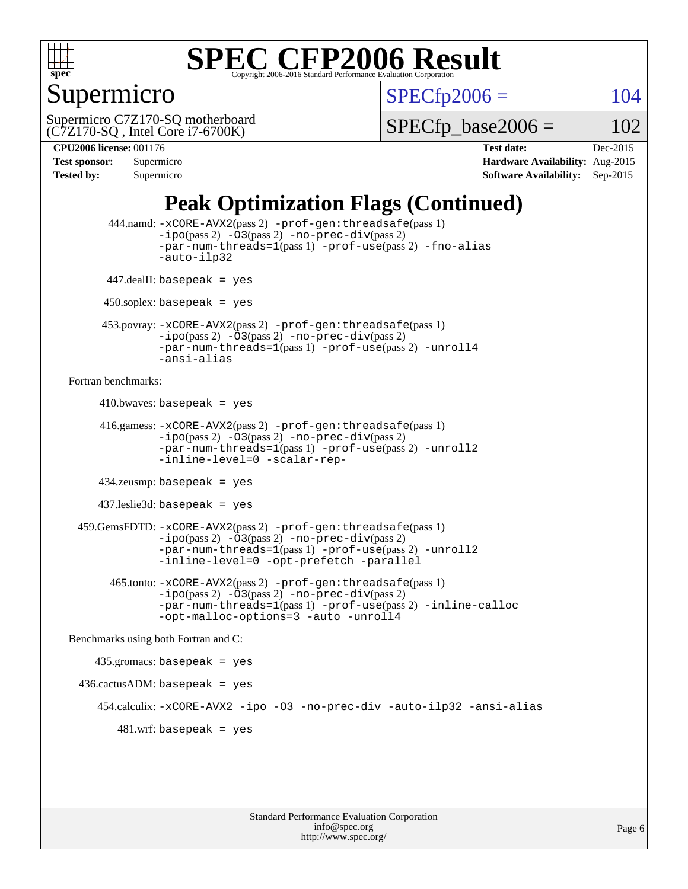# SPEC CFP2006 Result

Copyright 2006-2016 Standard Performance Evaluation Corporation

## Supermicro

Supermicro C7Z170-SQ motherboard (C7Z170-SQ , Intel Core i7-6700K)

SPECfp2006 = 104

SPECfp_base2006 = 102

**CPU2006 license:** 001176
**Test sponsor:** Supermicro
**Tested by:** Supermicro

**Test date:** Dec-2015
**Hardware Availability:** Aug-2015
**Software Availability:** Sep-2015

## Peak Optimization Flags (Continued)

444.namd: -xCORE-AVX2(pass 2) -prof-gen:threadsafe(pass 1) -ipo(pass 2) -O3(pass 2) -no-prec-div(pass 2) -par-num-threads=1(pass 1) -prof-use(pass 2) -fno-alias -auto-ilp32

447.dealII: basepeak = yes

450.soplex: basepeak = yes

453.povray: -xCORE-AVX2(pass 2) -prof-gen:threadsafe(pass 1) -ipo(pass 2) -O3(pass 2) -no-prec-div(pass 2) -par-num-threads=1(pass 1) -prof-use(pass 2) -unroll4 -ansi-alias

Fortran benchmarks:

410.bwaves: basepeak = yes

416.gamess: -xCORE-AVX2(pass 2) -prof-gen:threadsafe(pass 1) -ipo(pass 2) -O3(pass 2) -no-prec-div(pass 2) -par-num-threads=1(pass 1) -prof-use(pass 2) -unroll2 -inline-level=0 -scalar-rep-

434.zeusmp: basepeak = yes

437.leslie3d: basepeak = yes

459.GemsFDTD: -xCORE-AVX2(pass 2) -prof-gen:threadsafe(pass 1) -ipo(pass 2) -O3(pass 2) -no-prec-div(pass 2) -par-num-threads=1(pass 1) -prof-use(pass 2) -unroll2 -inline-level=0 -opt-prefetch -parallel

465.tonto: -xCORE-AVX2(pass 2) -prof-gen:threadsafe(pass 1) -ipo(pass 2) -O3(pass 2) -no-prec-div(pass 2) -par-num-threads=1(pass 1) -prof-use(pass 2) -inline-calloc -opt-malloc-options=3 -auto -unroll4

Benchmarks using both Fortran and C:

435.gromacs: basepeak = yes

436.cactusADM: basepeak = yes

454.calculix: -xCORE-AVX2 -ipo -O3 -no-prec-div -auto-ilp32 -ansi-alias

481.wrf: basepeak = yes

Standard Performance Evaluation Corporation
info@spec.org
http://www.spec.org/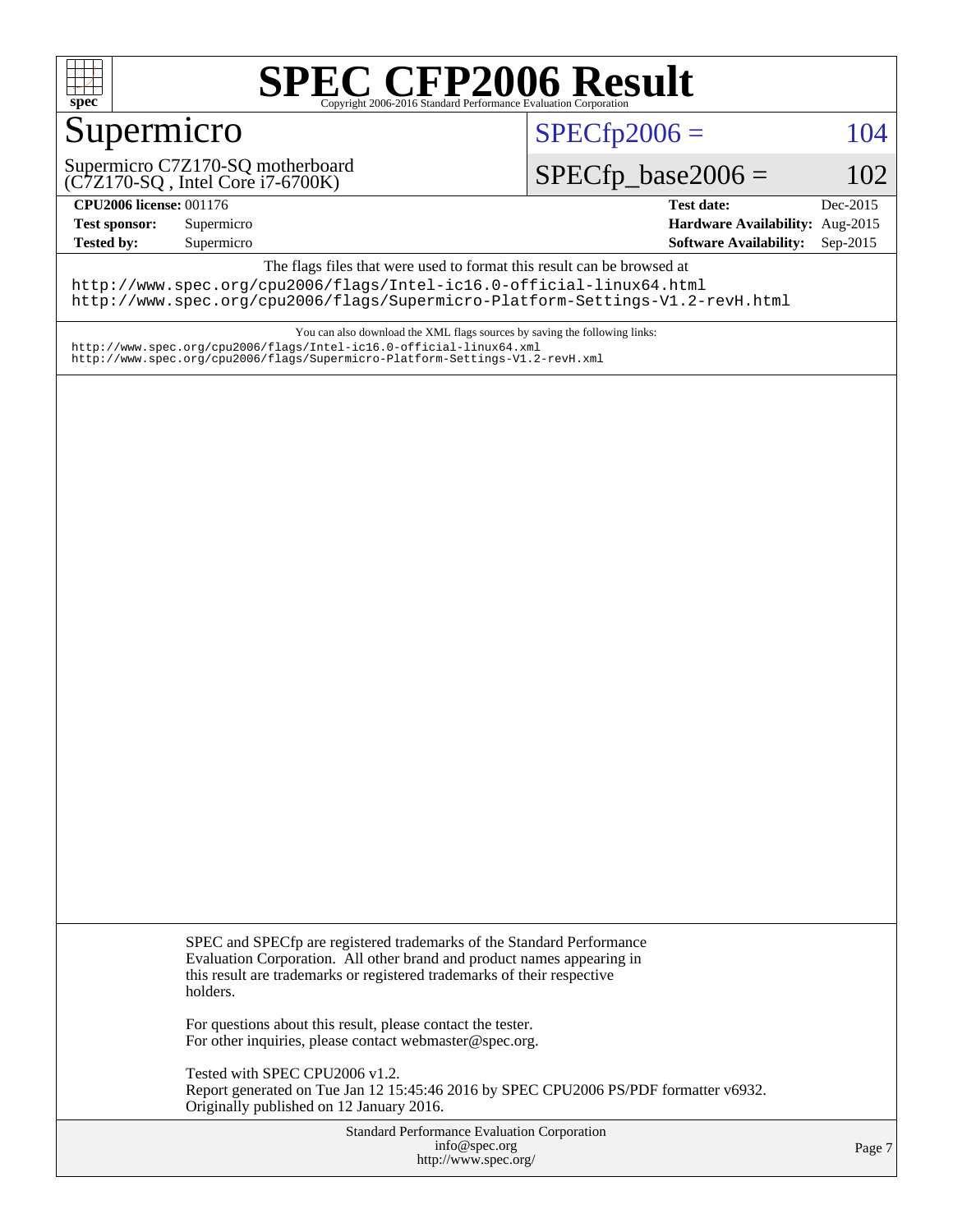# SPEC CFP2006 Result

Copyright 2006-2016 Standard Performance Evaluation Corporation

## Supermicro

Supermicro C7Z170-SQ motherboard
(C7Z170-SQ , Intel Core i7-6700K)

SPECfp2006 = 104

SPECfp_base2006 = 102

| | | | |
|---|---|---|---|
| **CPU2006 license:** 001176 | | **Test date:** | Dec-2015 |
| **Test sponsor:** | Supermicro | **Hardware Availability:** | Aug-2015 |
| **Tested by:** | Supermicro | **Software Availability:** | Sep-2015 |

The flags files that were used to format this result can be browsed at

http://www.spec.org/cpu2006/flags/Intel-ic16.0-official-linux64.html
http://www.spec.org/cpu2006/flags/Supermicro-Platform-Settings-V1.2-revH.html

You can also download the XML flags sources by saving the following links:

http://www.spec.org/cpu2006/flags/Intel-ic16.0-official-linux64.xml
http://www.spec.org/cpu2006/flags/Supermicro-Platform-Settings-V1.2-revH.xml

SPEC and SPECfp are registered trademarks of the Standard Performance Evaluation Corporation. All other brand and product names appearing in this result are trademarks or registered trademarks of their respective holders.

For questions about this result, please contact the tester.
For other inquiries, please contact webmaster@spec.org.

Tested with SPEC CPU2006 v1.2.
Report generated on Tue Jan 12 15:45:46 2016 by SPEC CPU2006 PS/PDF formatter v6932.
Originally published on 12 January 2016.

Standard Performance Evaluation Corporation
info@spec.org
http://www.spec.org/